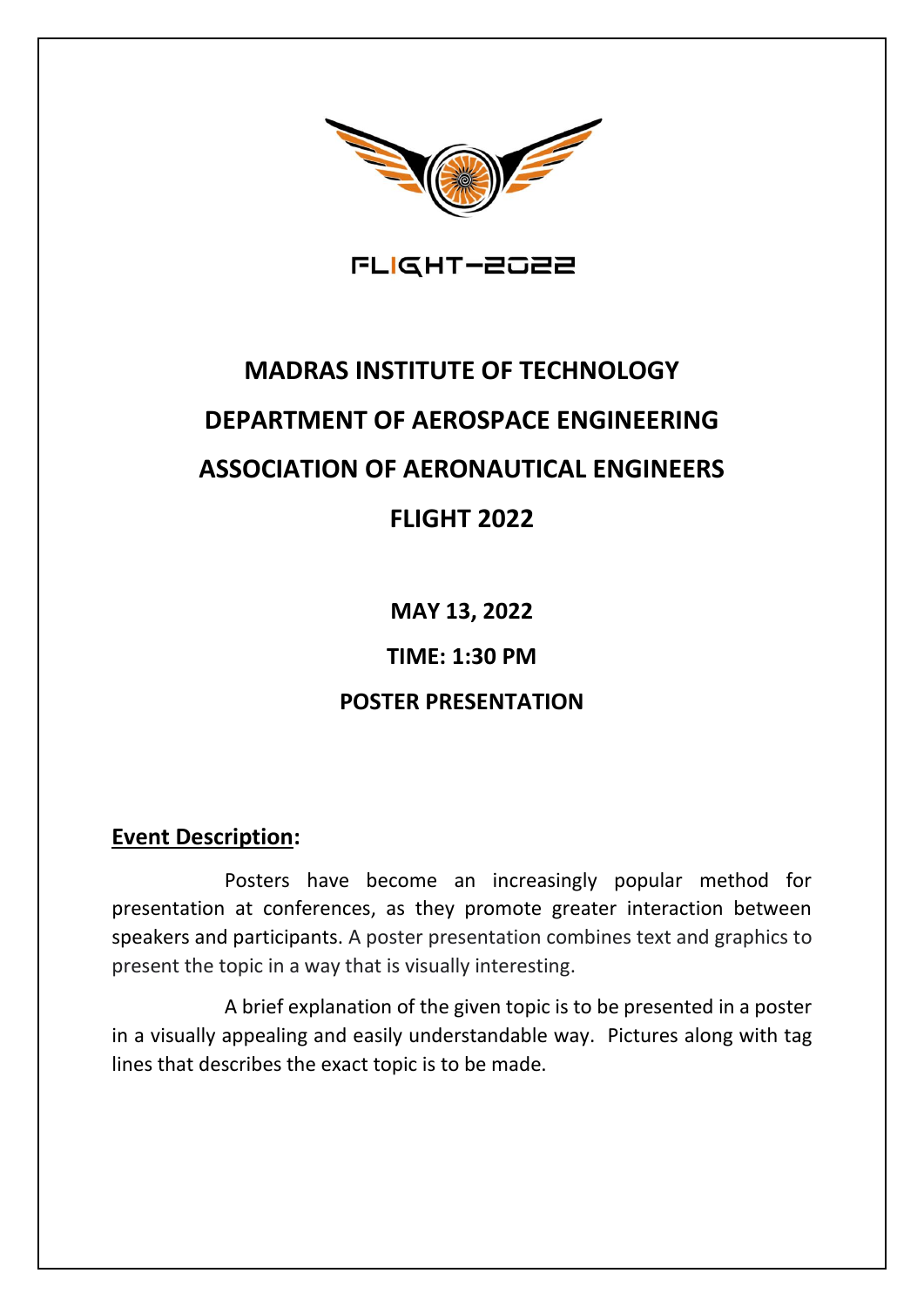FLIGHT-2022

# MADRAS INSTITUTE OF TECHNOLOGY

# DEPARTMENT OF AEROSPACE ENGINEERING

# ASSOCIATION OF AERONAUTICAL ENGINEERS

# FLIGHT 2022

**MAY 13, 2022**

**TIME: 1:30 PM**

**POSTER PRESENTATION**

**Event Description:**

Posters have become an increasingly popular method for presentation at conferences, as they promote greater interaction between speakers and participants. A poster presentation combines text and graphics to present the topic in a way that is visually interesting.

A brief explanation of the given topic is to be presented in a poster in a visually appealing and easily understandable way. Pictures along with tag lines that describes the exact topic is to be made.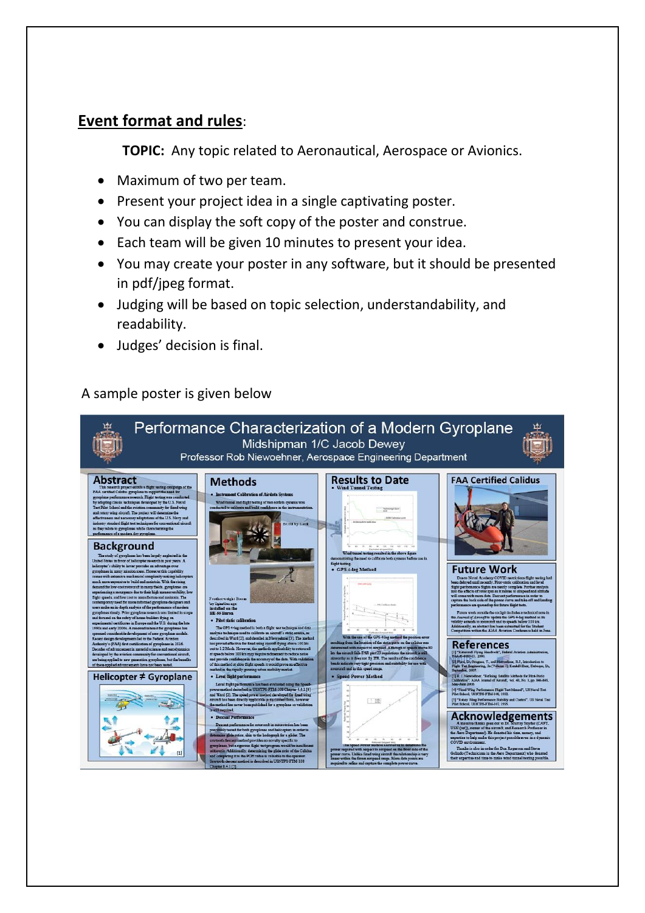## Event format and rules:

**TOPIC:** Any topic related to Aeronautical, Aerospace or Avionics.

- Maximum of two per team.
- Present your project idea in a single captivating poster.
- You can display the soft copy of the poster and construe.
- Each team will be given 10 minutes to present your idea.
- You may create your poster in any software, but it should be presented in pdf/jpeg format.
- Judging will be based on topic selection, understandability, and readability.
- Judges' decision is final.

A sample poster is given below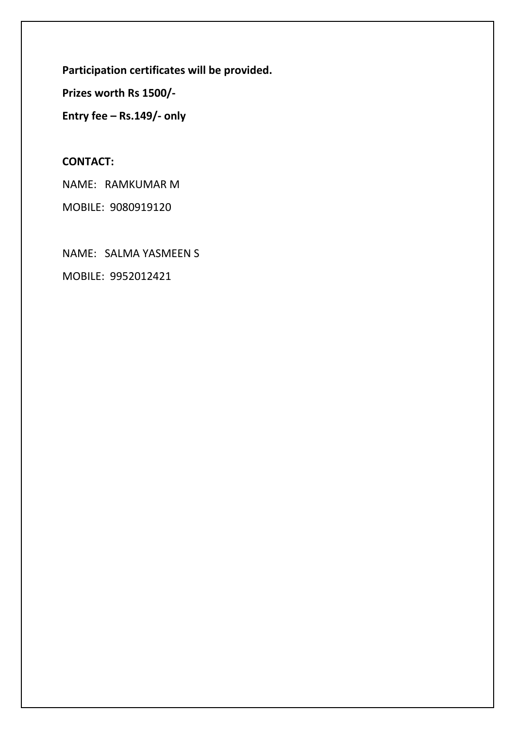**Participation certificates will be provided.**

**Prizes worth Rs 1500/-**

**Entry fee – Rs.149/- only**

**CONTACT:**

NAME: RAMKUMAR M

MOBILE: 9080919120

NAME: SALMA YASMEEN S

MOBILE: 9952012421